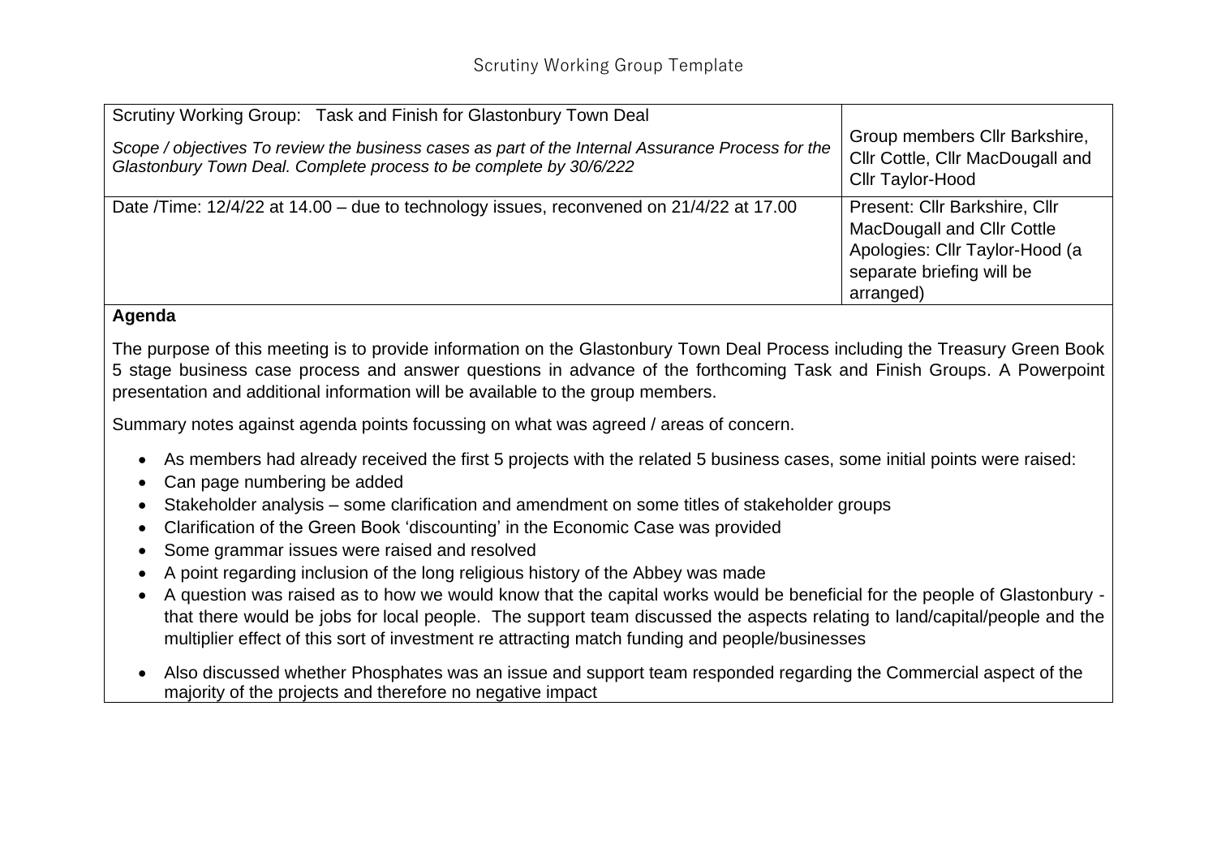# Scrutiny Working Group Template

| Scrutiny Working Group: Task and Finish for Glastonbury Town Deal<br><br>*Scope / objectives To review the business cases as part of the Internal Assurance Process for the Glastonbury Town Deal. Complete process to be complete by 30/6/222* | Group members Cllr Barkshire, Cllr Cottle, Cllr MacDougall and Cllr Taylor-Hood |
|---|---|
| Date /Time: 12/4/22 at 14.00 – due to technology issues, reconvened on 21/4/22 at 17.00 | Present: Cllr Barkshire, Cllr MacDougall and Cllr Cottle<br>Apologies: Cllr Taylor-Hood (a separate briefing will be arranged) |

**Agenda**

The purpose of this meeting is to provide information on the Glastonbury Town Deal Process including the Treasury Green Book 5 stage business case process and answer questions in advance of the forthcoming Task and Finish Groups. A Powerpoint presentation and additional information will be available to the group members.

Summary notes against agenda points focussing on what was agreed / areas of concern.

- As members had already received the first 5 projects with the related 5 business cases, some initial points were raised:
- Can page numbering be added
- Stakeholder analysis – some clarification and amendment on some titles of stakeholder groups
- Clarification of the Green Book 'discounting' in the Economic Case was provided
- Some grammar issues were raised and resolved
- A point regarding inclusion of the long religious history of the Abbey was made
- A question was raised as to how we would know that the capital works would be beneficial for the people of Glastonbury - that there would be jobs for local people. The support team discussed the aspects relating to land/capital/people and the multiplier effect of this sort of investment re attracting match funding and people/businesses
- Also discussed whether Phosphates was an issue and support team responded regarding the Commercial aspect of the majority of the projects and therefore no negative impact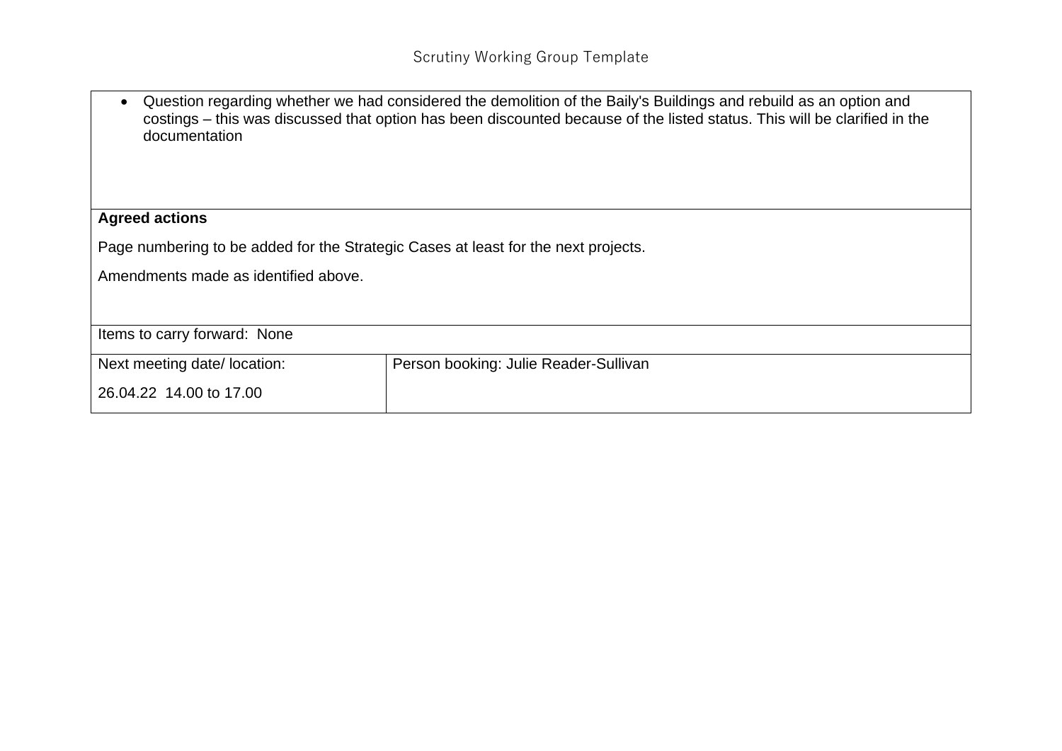- Question regarding whether we had considered the demolition of the Baily's Buildings and rebuild as an option and costings – this was discussed that option has been discounted because of the listed status. This will be clarified in the documentation

**Agreed actions**

Page numbering to be added for the Strategic Cases at least for the next projects.

Amendments made as identified above.

Items to carry forward: None

| | |
|---|---|
| Next meeting date/ location:<br><br>26.04.22 14.00 to 17.00 | Person booking: Julie Reader-Sullivan |